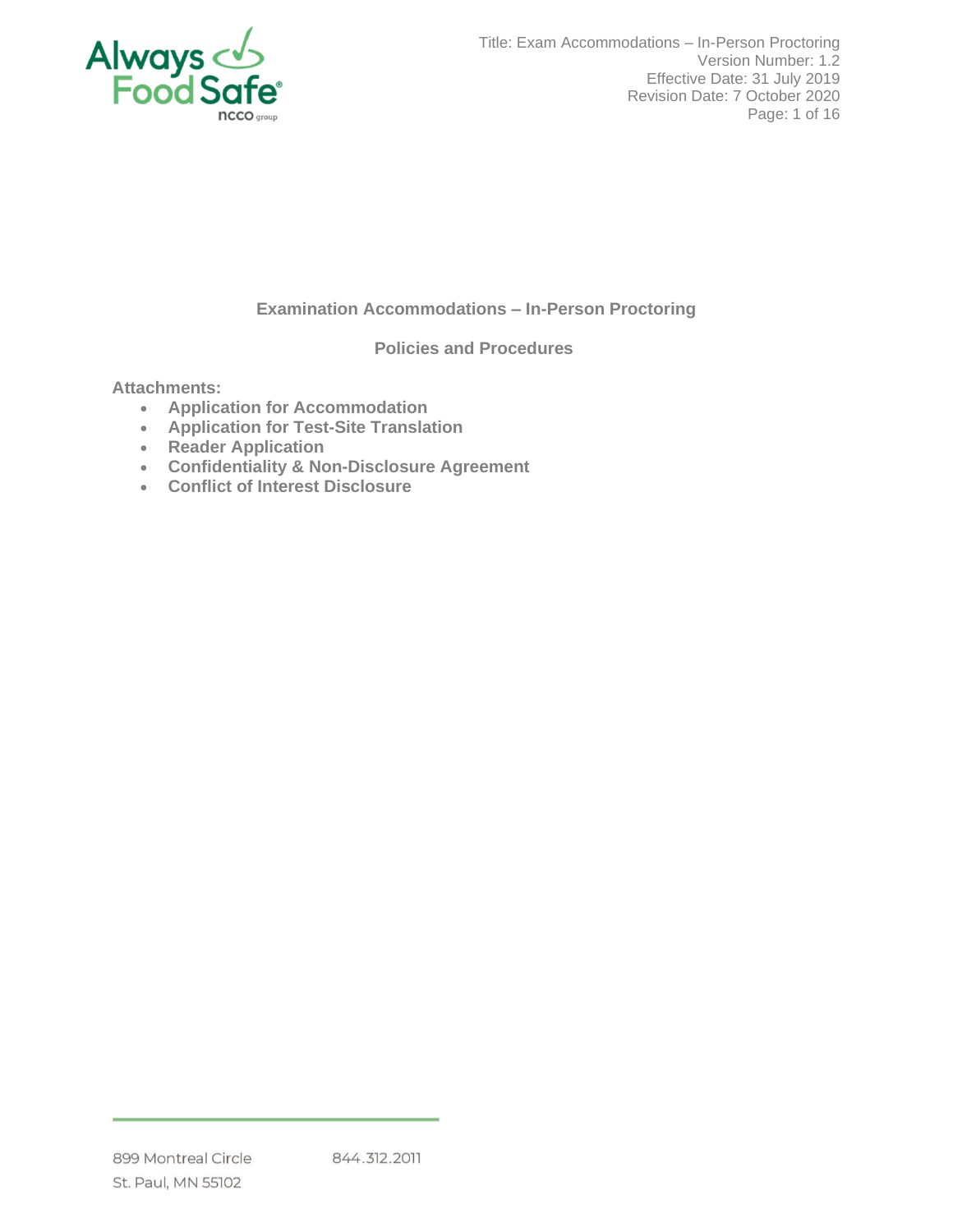# Examination Accommodations – In-Person Proctoring

## Policies and Procedures

**Attachments:**

- **Application for Accommodation**
- **Application for Test-Site Translation**
- **Reader Application**
- **Confidentiality & Non-Disclosure Agreement**
- **Conflict of Interest Disclosure**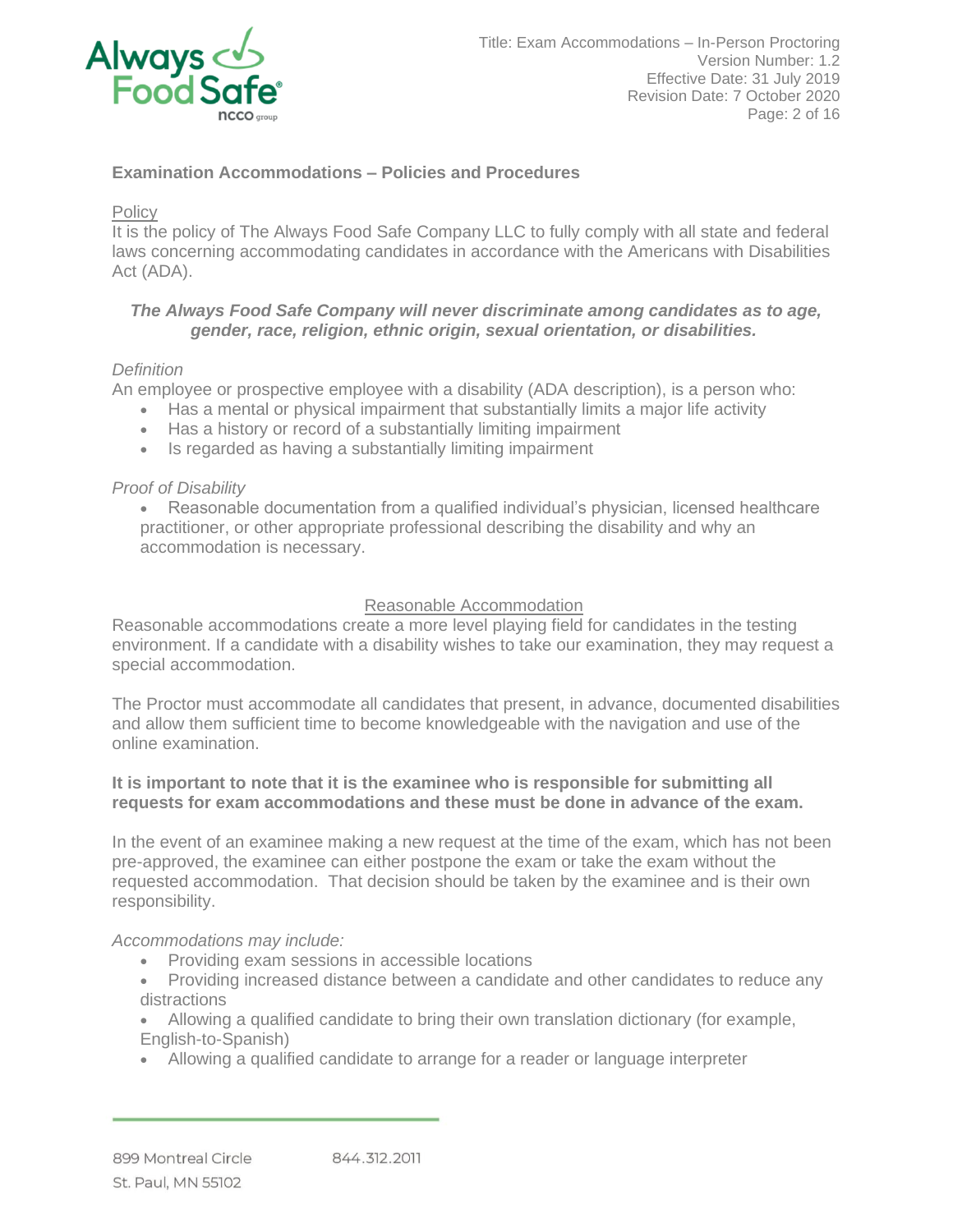## Examination Accommodations – Policies and Procedures

Policy

It is the policy of The Always Food Safe Company LLC to fully comply with all state and federal laws concerning accommodating candidates in accordance with the Americans with Disabilities Act (ADA).

***The Always Food Safe Company will never discriminate among candidates as to age, gender, race, religion, ethnic origin, sexual orientation, or disabilities.***

*Definition*

An employee or prospective employee with a disability (ADA description), is a person who:

- Has a mental or physical impairment that substantially limits a major life activity
- Has a history or record of a substantially limiting impairment
- Is regarded as having a substantially limiting impairment

*Proof of Disability*

- Reasonable documentation from a qualified individual's physician, licensed healthcare practitioner, or other appropriate professional describing the disability and why an accommodation is necessary.

### Reasonable Accommodation

Reasonable accommodations create a more level playing field for candidates in the testing environment. If a candidate with a disability wishes to take our examination, they may request a special accommodation.

The Proctor must accommodate all candidates that present, in advance, documented disabilities and allow them sufficient time to become knowledgeable with the navigation and use of the online examination.

**It is important to note that it is the examinee who is responsible for submitting all requests for exam accommodations and these must be done in advance of the exam.**

In the event of an examinee making a new request at the time of the exam, which has not been pre-approved, the examinee can either postpone the exam or take the exam without the requested accommodation. That decision should be taken by the examinee and is their own responsibility.

*Accommodations may include:*

- Providing exam sessions in accessible locations
- Providing increased distance between a candidate and other candidates to reduce any distractions
- Allowing a qualified candidate to bring their own translation dictionary (for example, English-to-Spanish)
- Allowing a qualified candidate to arrange for a reader or language interpreter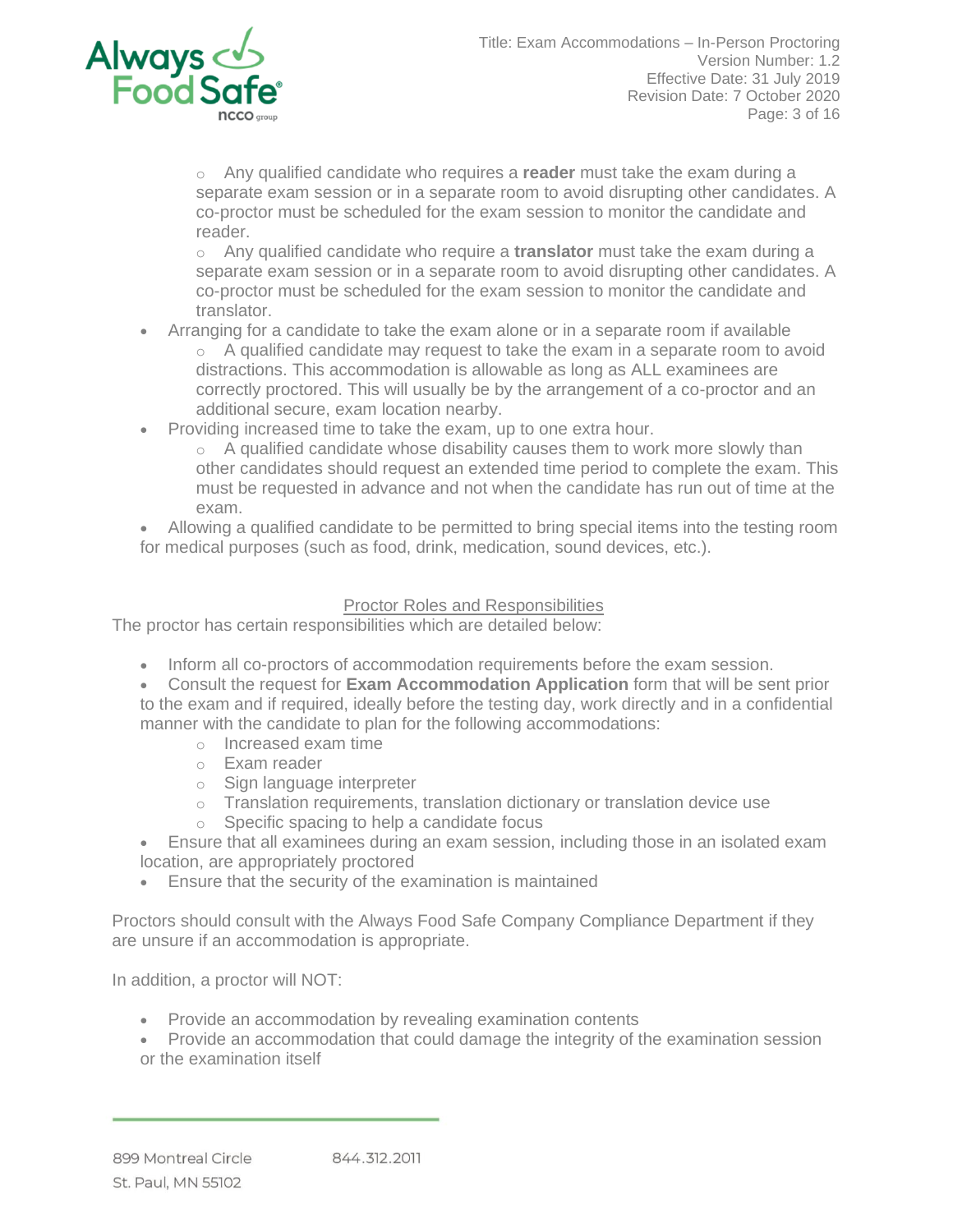- Any qualified candidate who requires a **reader** must take the exam during a separate exam session or in a separate room to avoid disrupting other candidates. A co-proctor must be scheduled for the exam session to monitor the candidate and reader.
  - Any qualified candidate who require a **translator** must take the exam during a separate exam session or in a separate room to avoid disrupting other candidates. A co-proctor must be scheduled for the exam session to monitor the candidate and translator.
- Arranging for a candidate to take the exam alone or in a separate room if available
  - A qualified candidate may request to take the exam in a separate room to avoid distractions. This accommodation is allowable as long as ALL examinees are correctly proctored. This will usually be by the arrangement of a co-proctor and an additional secure, exam location nearby.
- Providing increased time to take the exam, up to one extra hour.
  - A qualified candidate whose disability causes them to work more slowly than other candidates should request an extended time period to complete the exam. This must be requested in advance and not when the candidate has run out of time at the exam.
- Allowing a qualified candidate to be permitted to bring special items into the testing room for medical purposes (such as food, drink, medication, sound devices, etc.).

## Proctor Roles and Responsibilities

The proctor has certain responsibilities which are detailed below:

- Inform all co-proctors of accommodation requirements before the exam session.
- Consult the request for **Exam Accommodation Application** form that will be sent prior to the exam and if required, ideally before the testing day, work directly and in a confidential manner with the candidate to plan for the following accommodations:
  - Increased exam time
  - Exam reader
  - Sign language interpreter
  - Translation requirements, translation dictionary or translation device use
  - Specific spacing to help a candidate focus
- Ensure that all examinees during an exam session, including those in an isolated exam location, are appropriately proctored
- Ensure that the security of the examination is maintained

Proctors should consult with the Always Food Safe Company Compliance Department if they are unsure if an accommodation is appropriate.

In addition, a proctor will NOT:

- Provide an accommodation by revealing examination contents
- Provide an accommodation that could damage the integrity of the examination session or the examination itself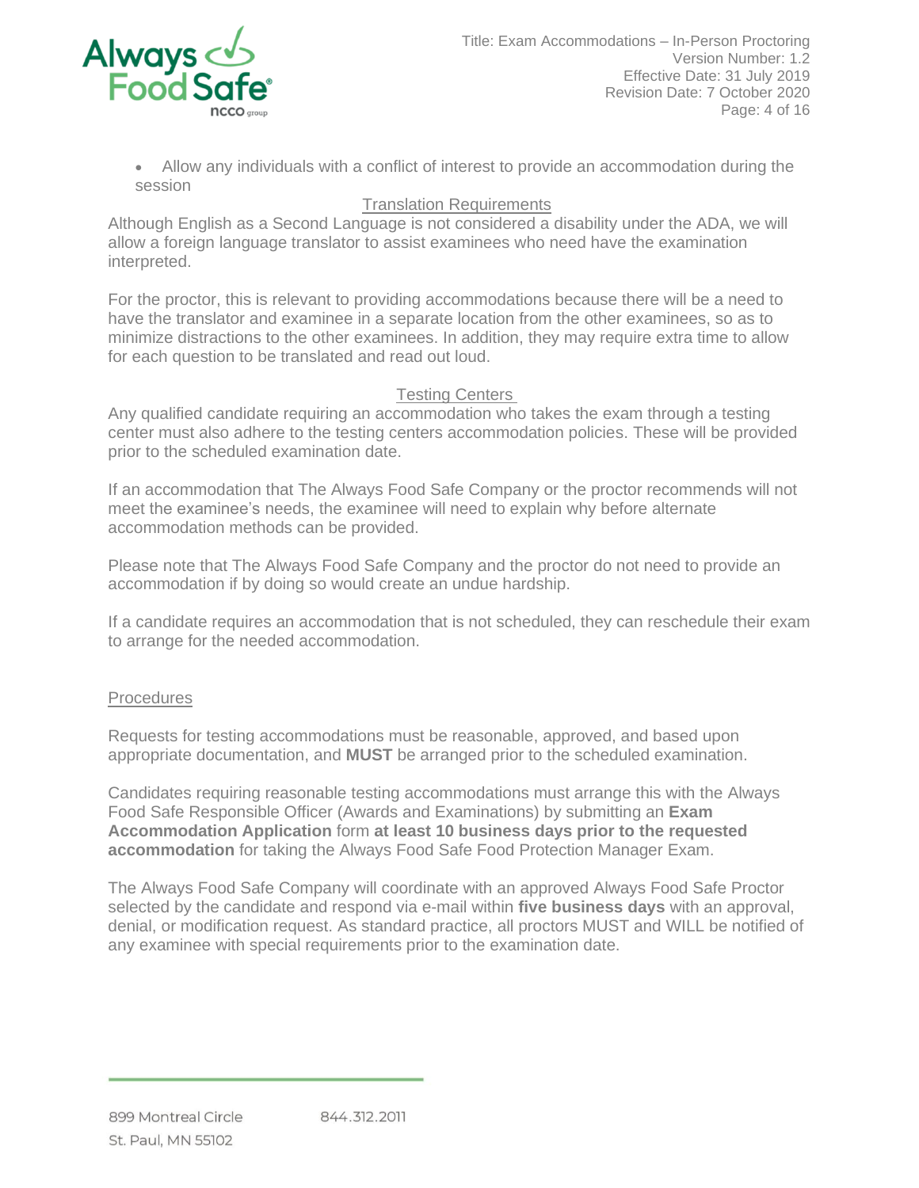- Allow any individuals with a conflict of interest to provide an accommodation during the session

## Translation Requirements

Although English as a Second Language is not considered a disability under the ADA, we will allow a foreign language translator to assist examinees who need have the examination interpreted.

For the proctor, this is relevant to providing accommodations because there will be a need to have the translator and examinee in a separate location from the other examinees, so as to minimize distractions to the other examinees. In addition, they may require extra time to allow for each question to be translated and read out loud.

## Testing Centers

Any qualified candidate requiring an accommodation who takes the exam through a testing center must also adhere to the testing centers accommodation policies. These will be provided prior to the scheduled examination date.

If an accommodation that The Always Food Safe Company or the proctor recommends will not meet the examinee's needs, the examinee will need to explain why before alternate accommodation methods can be provided.

Please note that The Always Food Safe Company and the proctor do not need to provide an accommodation if by doing so would create an undue hardship.

If a candidate requires an accommodation that is not scheduled, they can reschedule their exam to arrange for the needed accommodation.

## Procedures

Requests for testing accommodations must be reasonable, approved, and based upon appropriate documentation, and **MUST** be arranged prior to the scheduled examination.

Candidates requiring reasonable testing accommodations must arrange this with the Always Food Safe Responsible Officer (Awards and Examinations) by submitting an **Exam Accommodation Application** form **at least 10 business days prior to the requested accommodation** for taking the Always Food Safe Food Protection Manager Exam.

The Always Food Safe Company will coordinate with an approved Always Food Safe Proctor selected by the candidate and respond via e-mail within **five business days** with an approval, denial, or modification request. As standard practice, all proctors MUST and WILL be notified of any examinee with special requirements prior to the examination date.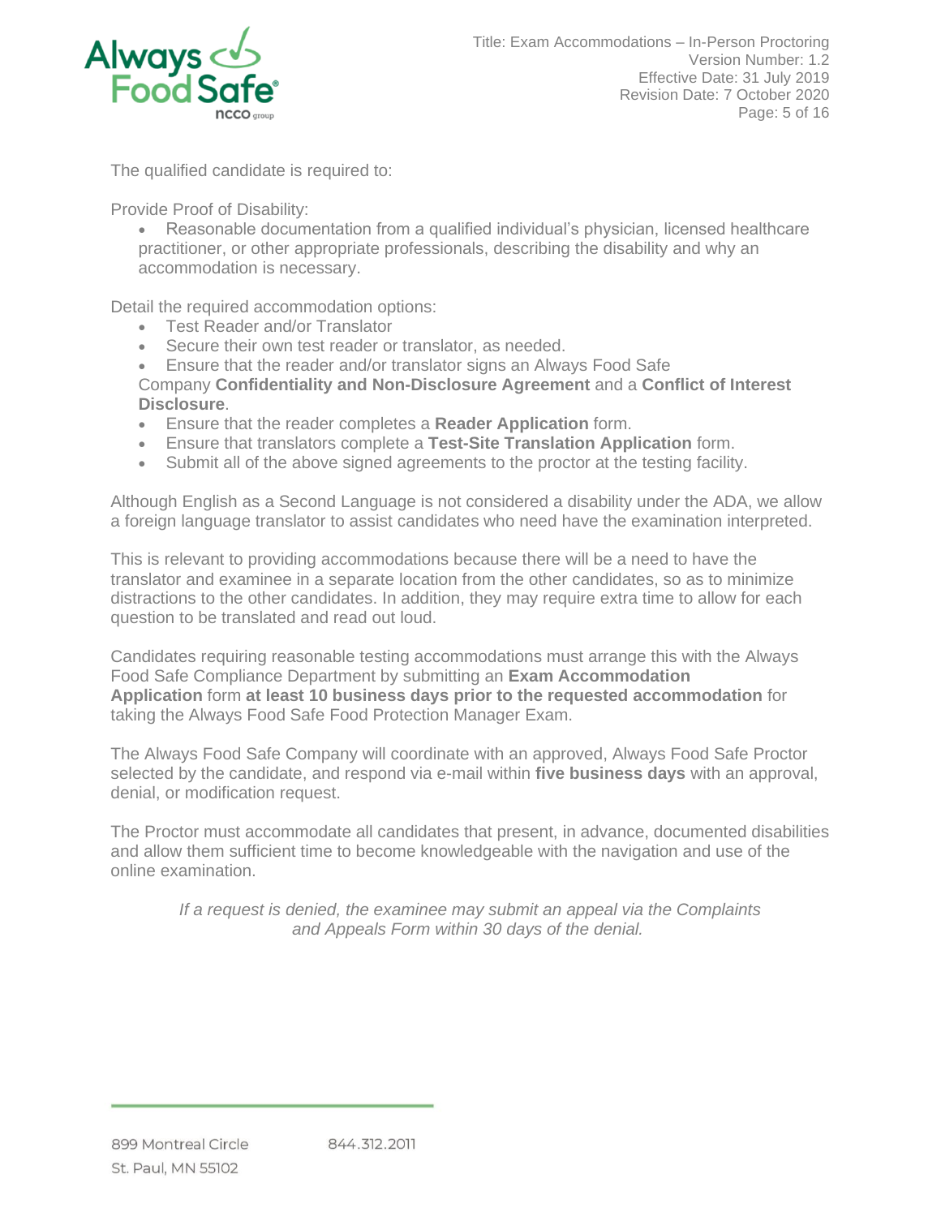The qualified candidate is required to:

Provide Proof of Disability:

- Reasonable documentation from a qualified individual's physician, licensed healthcare practitioner, or other appropriate professionals, describing the disability and why an accommodation is necessary.

Detail the required accommodation options:

- Test Reader and/or Translator
- Secure their own test reader or translator, as needed.
- Ensure that the reader and/or translator signs an Always Food Safe Company **Confidentiality and Non-Disclosure Agreement** and a **Conflict of Interest Disclosure**.
- Ensure that the reader completes a **Reader Application** form.
- Ensure that translators complete a **Test-Site Translation Application** form.
- Submit all of the above signed agreements to the proctor at the testing facility.

Although English as a Second Language is not considered a disability under the ADA, we allow a foreign language translator to assist candidates who need have the examination interpreted.

This is relevant to providing accommodations because there will be a need to have the translator and examinee in a separate location from the other candidates, so as to minimize distractions to the other candidates. In addition, they may require extra time to allow for each question to be translated and read out loud.

Candidates requiring reasonable testing accommodations must arrange this with the Always Food Safe Compliance Department by submitting an **Exam Accommodation Application** form **at least 10 business days prior to the requested accommodation** for taking the Always Food Safe Food Protection Manager Exam.

The Always Food Safe Company will coordinate with an approved, Always Food Safe Proctor selected by the candidate, and respond via e-mail within **five business days** with an approval, denial, or modification request.

The Proctor must accommodate all candidates that present, in advance, documented disabilities and allow them sufficient time to become knowledgeable with the navigation and use of the online examination.

*If a request is denied, the examinee may submit an appeal via the Complaints and Appeals Form within 30 days of the denial.*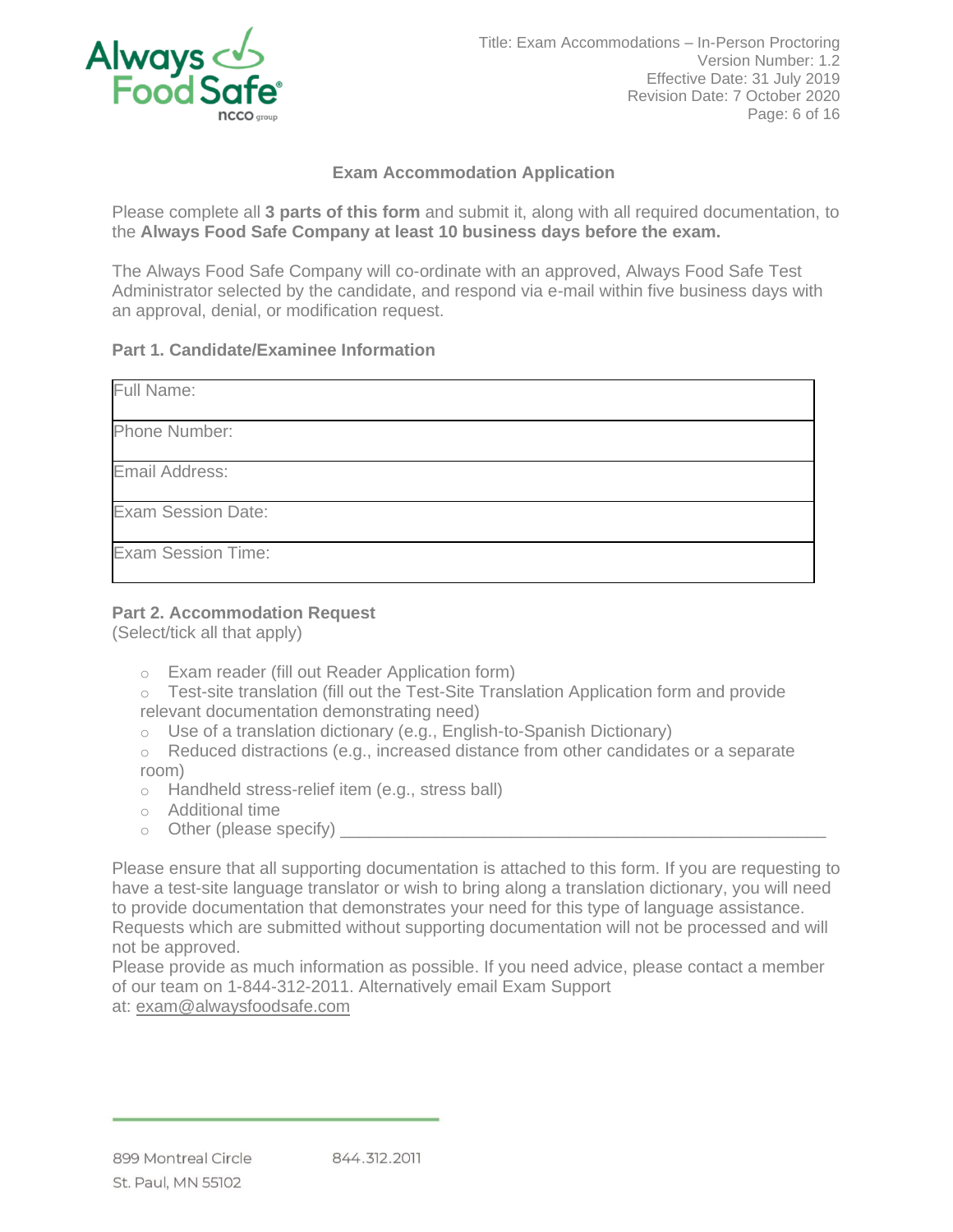## Exam Accommodation Application

Please complete all **3 parts of this form** and submit it, along with all required documentation, to the **Always Food Safe Company at least 10 business days before the exam.**

The Always Food Safe Company will co-ordinate with an approved, Always Food Safe Test Administrator selected by the candidate, and respond via e-mail within five business days with an approval, denial, or modification request.

### Part 1. Candidate/Examinee Information

| Full Name: |
| --- |
| Phone Number: |
| Email Address: |
| Exam Session Date: |
| Exam Session Time: |

### Part 2. Accommodation Request

(Select/tick all that apply)

- ○ Exam reader (fill out Reader Application form)
- ○ Test-site translation (fill out the Test-Site Translation Application form and provide relevant documentation demonstrating need)
- ○ Use of a translation dictionary (e.g., English-to-Spanish Dictionary)
- ○ Reduced distractions (e.g., increased distance from other candidates or a separate room)
- ○ Handheld stress-relief item (e.g., stress ball)
- ○ Additional time
- ○ Other (please specify) ____________________________________________________

Please ensure that all supporting documentation is attached to this form. If you are requesting to have a test-site language translator or wish to bring along a translation dictionary, you will need to provide documentation that demonstrates your need for this type of language assistance. Requests which are submitted without supporting documentation will not be processed and will not be approved.

Please provide as much information as possible. If you need advice, please contact a member of our team on 1-844-312-2011. Alternatively email Exam Support at: exam@alwaysfoodsafe.com

899 Montreal Circle
St. Paul, MN 55102

844.312.2011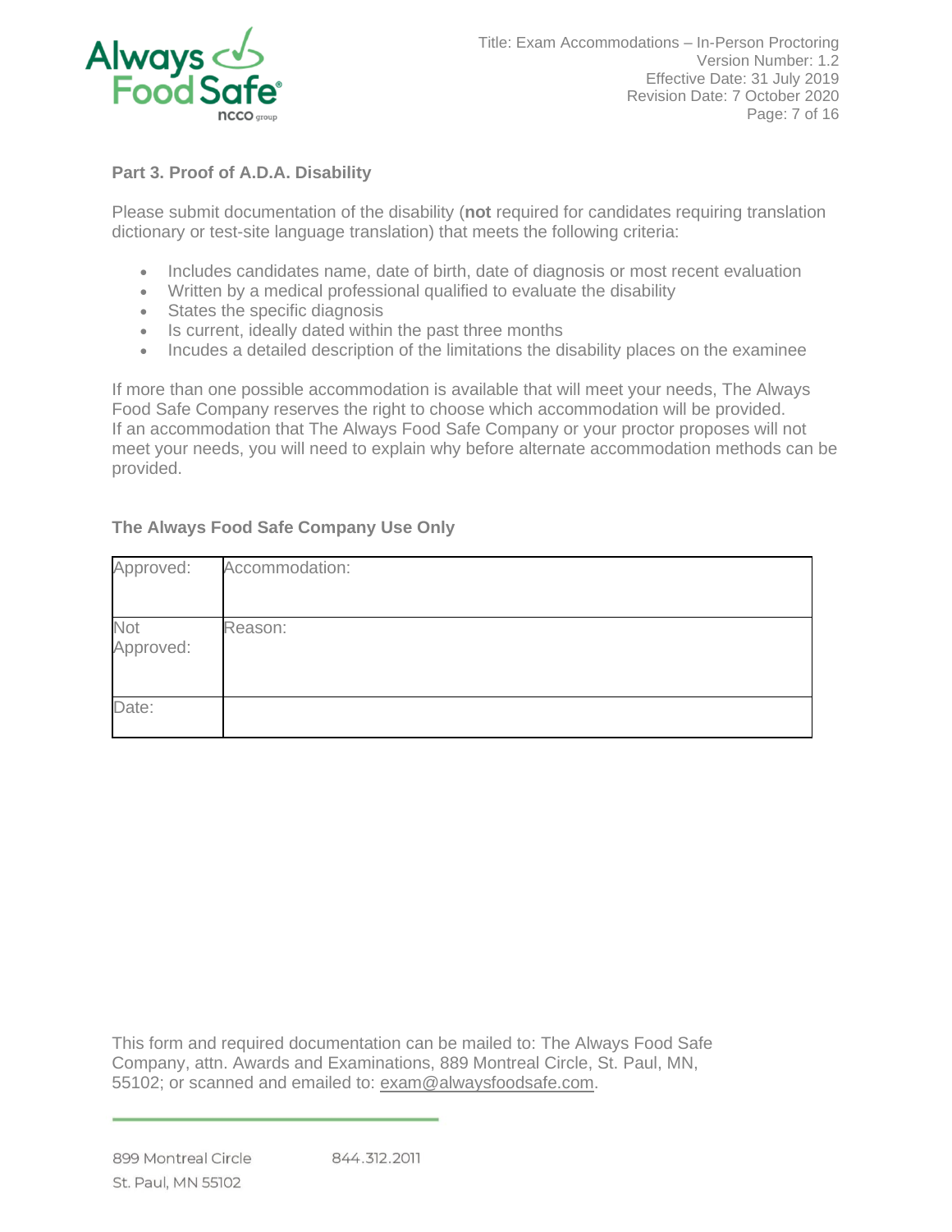### Part 3. Proof of A.D.A. Disability

Please submit documentation of the disability (**not** required for candidates requiring translation dictionary or test-site language translation) that meets the following criteria:

- Includes candidates name, date of birth, date of diagnosis or most recent evaluation
- Written by a medical professional qualified to evaluate the disability
- States the specific diagnosis
- Is current, ideally dated within the past three months
- Incudes a detailed description of the limitations the disability places on the examinee

If more than one possible accommodation is available that will meet your needs, The Always Food Safe Company reserves the right to choose which accommodation will be provided. If an accommodation that The Always Food Safe Company or your proctor proposes will not meet your needs, you will need to explain why before alternate accommodation methods can be provided.

### The Always Food Safe Company Use Only

| Approved: | Accommodation: |
|---|---|
| Not Approved: | Reason: |
| Date: | |

This form and required documentation can be mailed to: The Always Food Safe Company, attn. Awards and Examinations, 889 Montreal Circle, St. Paul, MN, 55102; or scanned and emailed to: exam@alwaysfoodsafe.com.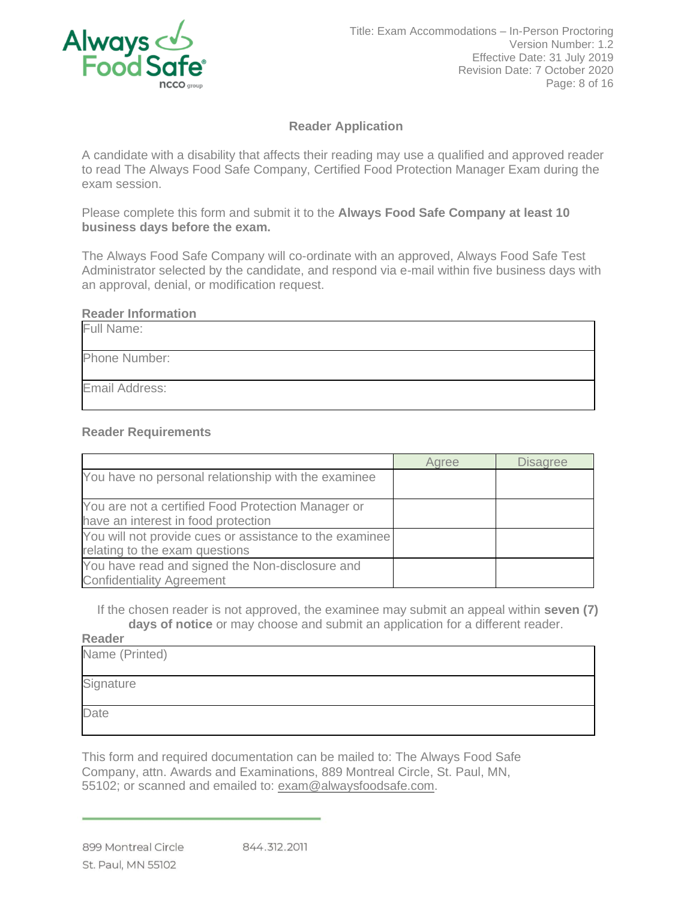## Reader Application

A candidate with a disability that affects their reading may use a qualified and approved reader to read The Always Food Safe Company, Certified Food Protection Manager Exam during the exam session.

Please complete this form and submit it to the **Always Food Safe Company at least 10 business days before the exam.**

The Always Food Safe Company will co-ordinate with an approved, Always Food Safe Test Administrator selected by the candidate, and respond via e-mail within five business days with an approval, denial, or modification request.

**Reader Information**

| Full Name: |
|---|
| Phone Number: |
| Email Address: |

**Reader Requirements**

| | Agree | Disagree |
|---|---|---|
| You have no personal relationship with the examinee | | |
| You are not a certified Food Protection Manager or have an interest in food protection | | |
| You will not provide cues or assistance to the examinee relating to the exam questions | | |
| You have read and signed the Non-disclosure and Confidentiality Agreement | | |

If the chosen reader is not approved, the examinee may submit an appeal within **seven (7) days of notice** or may choose and submit an application for a different reader.

**Reader**

| Name (Printed) |
|---|
| Signature |
| Date |

This form and required documentation can be mailed to: The Always Food Safe Company, attn. Awards and Examinations, 889 Montreal Circle, St. Paul, MN, 55102; or scanned and emailed to: exam@alwaysfoodsafe.com.

899 Montreal Circle
St. Paul, MN 55102

844.312.2011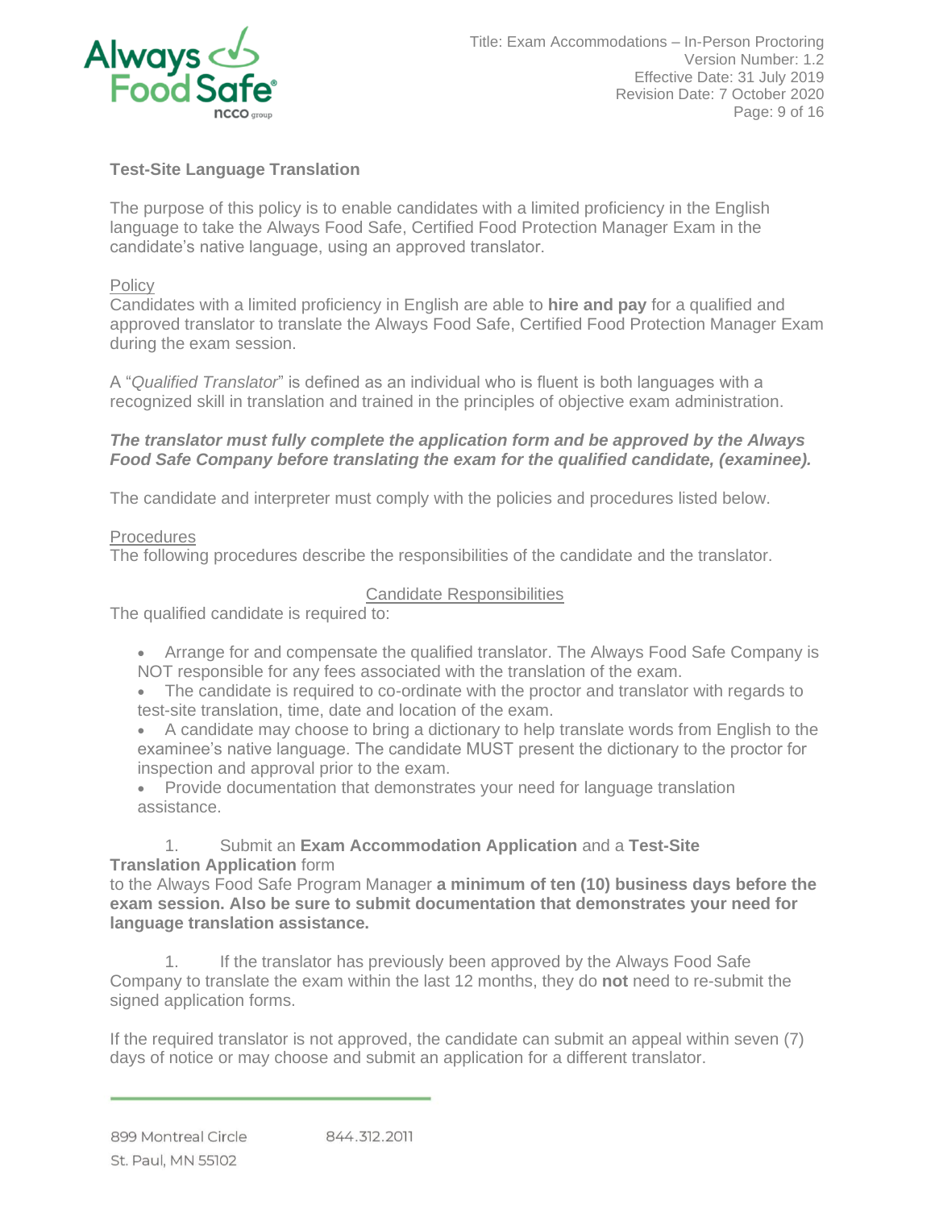**Test-Site Language Translation**

The purpose of this policy is to enable candidates with a limited proficiency in the English language to take the Always Food Safe, Certified Food Protection Manager Exam in the candidate's native language, using an approved translator.

Policy

Candidates with a limited proficiency in English are able to **hire and pay** for a qualified and approved translator to translate the Always Food Safe, Certified Food Protection Manager Exam during the exam session.

A "*Qualified Translator*" is defined as an individual who is fluent is both languages with a recognized skill in translation and trained in the principles of objective exam administration.

***The translator must fully complete the application form and be approved by the Always Food Safe Company before translating the exam for the qualified candidate, (examinee).***

The candidate and interpreter must comply with the policies and procedures listed below.

Procedures

The following procedures describe the responsibilities of the candidate and the translator.

Candidate Responsibilities

The qualified candidate is required to:

- Arrange for and compensate the qualified translator. The Always Food Safe Company is NOT responsible for any fees associated with the translation of the exam.
- The candidate is required to co-ordinate with the proctor and translator with regards to test-site translation, time, date and location of the exam.
- A candidate may choose to bring a dictionary to help translate words from English to the examinee's native language. The candidate MUST present the dictionary to the proctor for inspection and approval prior to the exam.
- Provide documentation that demonstrates your need for language translation assistance.

1. Submit an **Exam Accommodation Application** and a **Test-Site Translation Application** form to the Always Food Safe Program Manager **a minimum of ten (10) business days before the exam session. Also be sure to submit documentation that demonstrates your need for language translation assistance.**

1. If the translator has previously been approved by the Always Food Safe Company to translate the exam within the last 12 months, they do **not** need to re-submit the signed application forms.

If the required translator is not approved, the candidate can submit an appeal within seven (7) days of notice or may choose and submit an application for a different translator.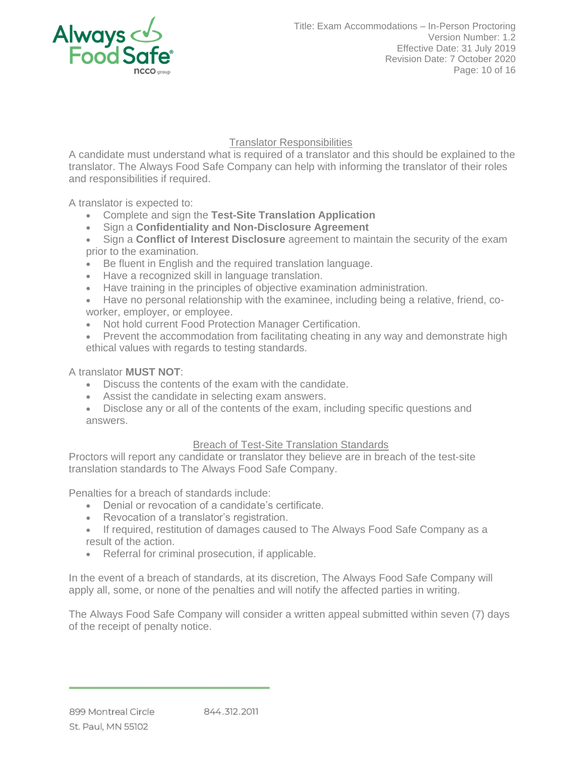## Translator Responsibilities

A candidate must understand what is required of a translator and this should be explained to the translator. The Always Food Safe Company can help with informing the translator of their roles and responsibilities if required.

A translator is expected to:

- Complete and sign the **Test-Site Translation Application**
- Sign a **Confidentiality and Non-Disclosure Agreement**
- Sign a **Conflict of Interest Disclosure** agreement to maintain the security of the exam prior to the examination.
- Be fluent in English and the required translation language.
- Have a recognized skill in language translation.
- Have training in the principles of objective examination administration.
- Have no personal relationship with the examinee, including being a relative, friend, co-worker, employer, or employee.
- Not hold current Food Protection Manager Certification.
- Prevent the accommodation from facilitating cheating in any way and demonstrate high ethical values with regards to testing standards.

A translator **MUST NOT**:

- Discuss the contents of the exam with the candidate.
- Assist the candidate in selecting exam answers.
- Disclose any or all of the contents of the exam, including specific questions and answers.

## Breach of Test-Site Translation Standards

Proctors will report any candidate or translator they believe are in breach of the test-site translation standards to The Always Food Safe Company.

Penalties for a breach of standards include:

- Denial or revocation of a candidate's certificate.
- Revocation of a translator's registration.
- If required, restitution of damages caused to The Always Food Safe Company as a result of the action.
- Referral for criminal prosecution, if applicable.

In the event of a breach of standards, at its discretion, The Always Food Safe Company will apply all, some, or none of the penalties and will notify the affected parties in writing.

The Always Food Safe Company will consider a written appeal submitted within seven (7) days of the receipt of penalty notice.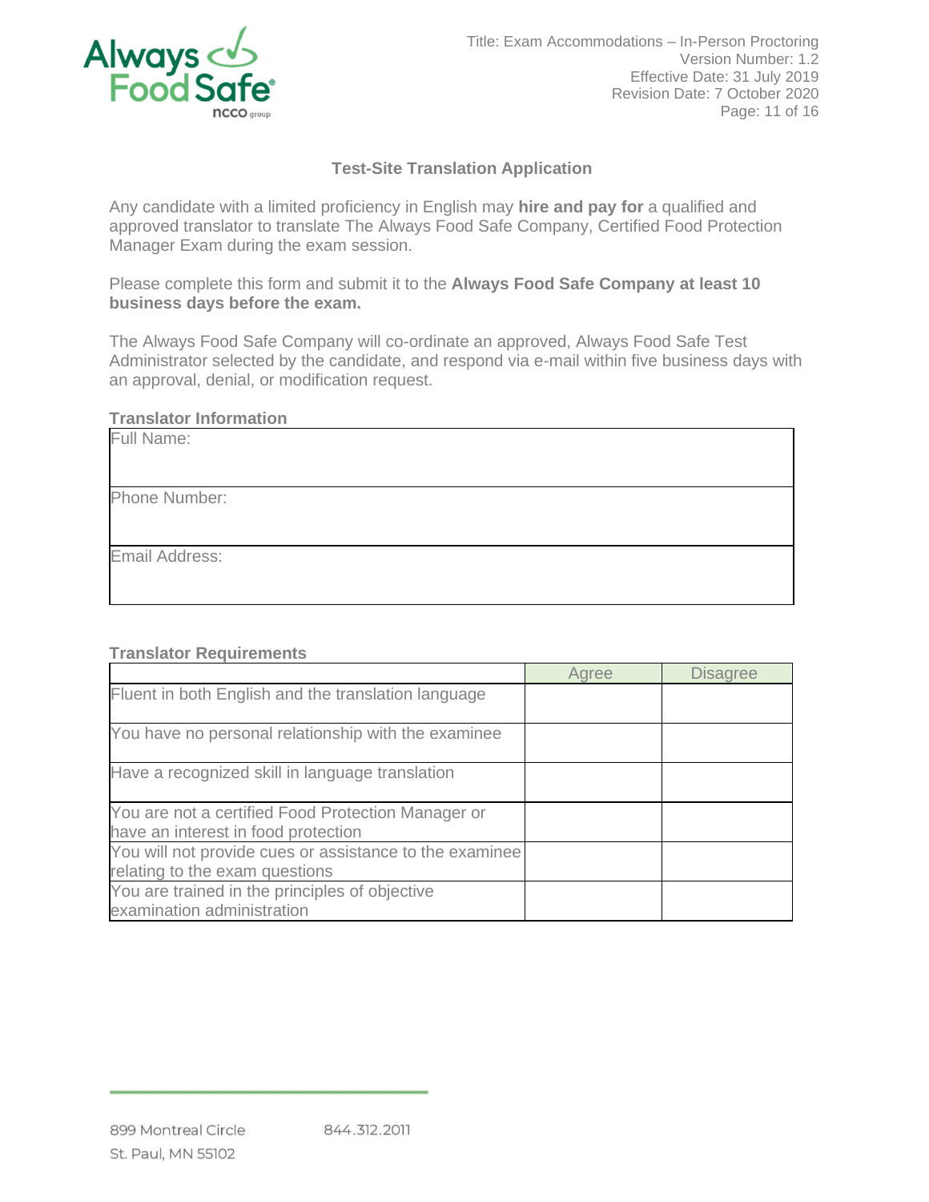## Test-Site Translation Application

Any candidate with a limited proficiency in English may **hire and pay for** a qualified and approved translator to translate The Always Food Safe Company, Certified Food Protection Manager Exam during the exam session.

Please complete this form and submit it to the **Always Food Safe Company at least 10 business days before the exam.**

The Always Food Safe Company will co-ordinate an approved, Always Food Safe Test Administrator selected by the candidate, and respond via e-mail within five business days with an approval, denial, or modification request.

### Translator Information

| Translator Information |
|---|
| Full Name: |
| Phone Number: |
| Email Address: |

### Translator Requirements

| | Agree | Disagree |
|---|---|---|
| Fluent in both English and the translation language | | |
| You have no personal relationship with the examinee | | |
| Have a recognized skill in language translation | | |
| You are not a certified Food Protection Manager or have an interest in food protection | | |
| You will not provide cues or assistance to the examinee relating to the exam questions | | |
| You are trained in the principles of objective examination administration | | |

899 Montreal Circle
St. Paul, MN 55102

844.312.2011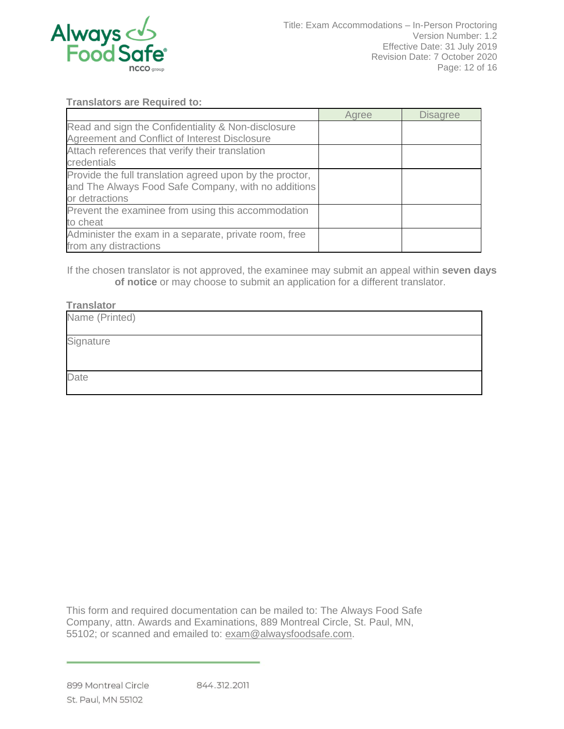**Translators are Required to:**

| | Agree | Disagree |
|---|---|---|
| Read and sign the Confidentiality & Non-disclosure Agreement and Conflict of Interest Disclosure | | |
| Attach references that verify their translation credentials | | |
| Provide the full translation agreed upon by the proctor, and The Always Food Safe Company, with no additions or detractions | | |
| Prevent the examinee from using this accommodation to cheat | | |
| Administer the exam in a separate, private room, free from any distractions | | |

If the chosen translator is not approved, the examinee may submit an appeal within **seven days of notice** or may choose to submit an application for a different translator.

**Translator**

| Name (Printed) |
|---|
| Signature |
| Date |

This form and required documentation can be mailed to: The Always Food Safe Company, attn. Awards and Examinations, 889 Montreal Circle, St. Paul, MN, 55102; or scanned and emailed to: exam@alwaysfoodsafe.com.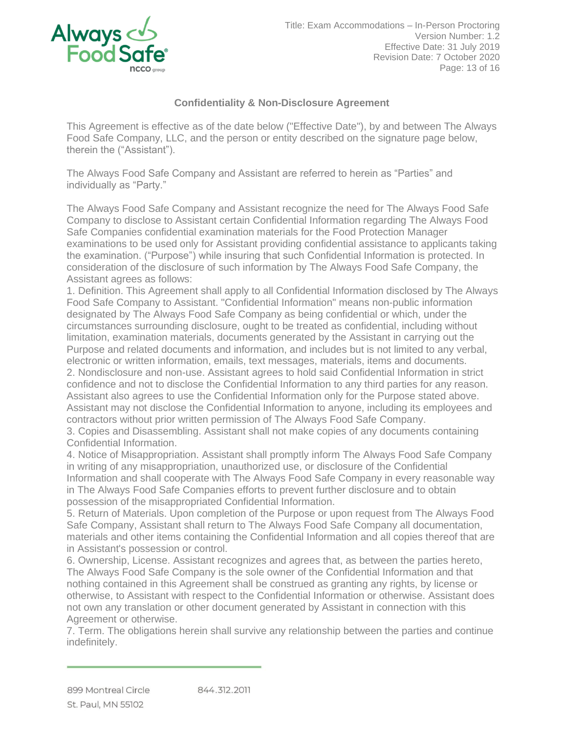## Confidentiality & Non-Disclosure Agreement

This Agreement is effective as of the date below ("Effective Date"), by and between The Always Food Safe Company, LLC, and the person or entity described on the signature page below, therein the ("Assistant").

The Always Food Safe Company and Assistant are referred to herein as "Parties" and individually as "Party."

The Always Food Safe Company and Assistant recognize the need for The Always Food Safe Company to disclose to Assistant certain Confidential Information regarding The Always Food Safe Companies confidential examination materials for the Food Protection Manager examinations to be used only for Assistant providing confidential assistance to applicants taking the examination. ("Purpose") while insuring that such Confidential Information is protected. In consideration of the disclosure of such information by The Always Food Safe Company, the Assistant agrees as follows:

1. Definition. This Agreement shall apply to all Confidential Information disclosed by The Always Food Safe Company to Assistant. "Confidential Information" means non-public information designated by The Always Food Safe Company as being confidential or which, under the circumstances surrounding disclosure, ought to be treated as confidential, including without limitation, examination materials, documents generated by the Assistant in carrying out the Purpose and related documents and information, and includes but is not limited to any verbal, electronic or written information, emails, text messages, materials, items and documents.
2. Nondisclosure and non-use. Assistant agrees to hold said Confidential Information in strict confidence and not to disclose the Confidential Information to any third parties for any reason. Assistant also agrees to use the Confidential Information only for the Purpose stated above. Assistant may not disclose the Confidential Information to anyone, including its employees and contractors without prior written permission of The Always Food Safe Company.
3. Copies and Disassembling. Assistant shall not make copies of any documents containing Confidential Information.
4. Notice of Misappropriation. Assistant shall promptly inform The Always Food Safe Company in writing of any misappropriation, unauthorized use, or disclosure of the Confidential Information and shall cooperate with The Always Food Safe Company in every reasonable way in The Always Food Safe Companies efforts to prevent further disclosure and to obtain possession of the misappropriated Confidential Information.
5. Return of Materials. Upon completion of the Purpose or upon request from The Always Food Safe Company, Assistant shall return to The Always Food Safe Company all documentation, materials and other items containing the Confidential Information and all copies thereof that are in Assistant's possession or control.
6. Ownership, License. Assistant recognizes and agrees that, as between the parties hereto, The Always Food Safe Company is the sole owner of the Confidential Information and that nothing contained in this Agreement shall be construed as granting any rights, by license or otherwise, to Assistant with respect to the Confidential Information or otherwise. Assistant does not own any translation or other document generated by Assistant in connection with this Agreement or otherwise.
7. Term. The obligations herein shall survive any relationship between the parties and continue indefinitely.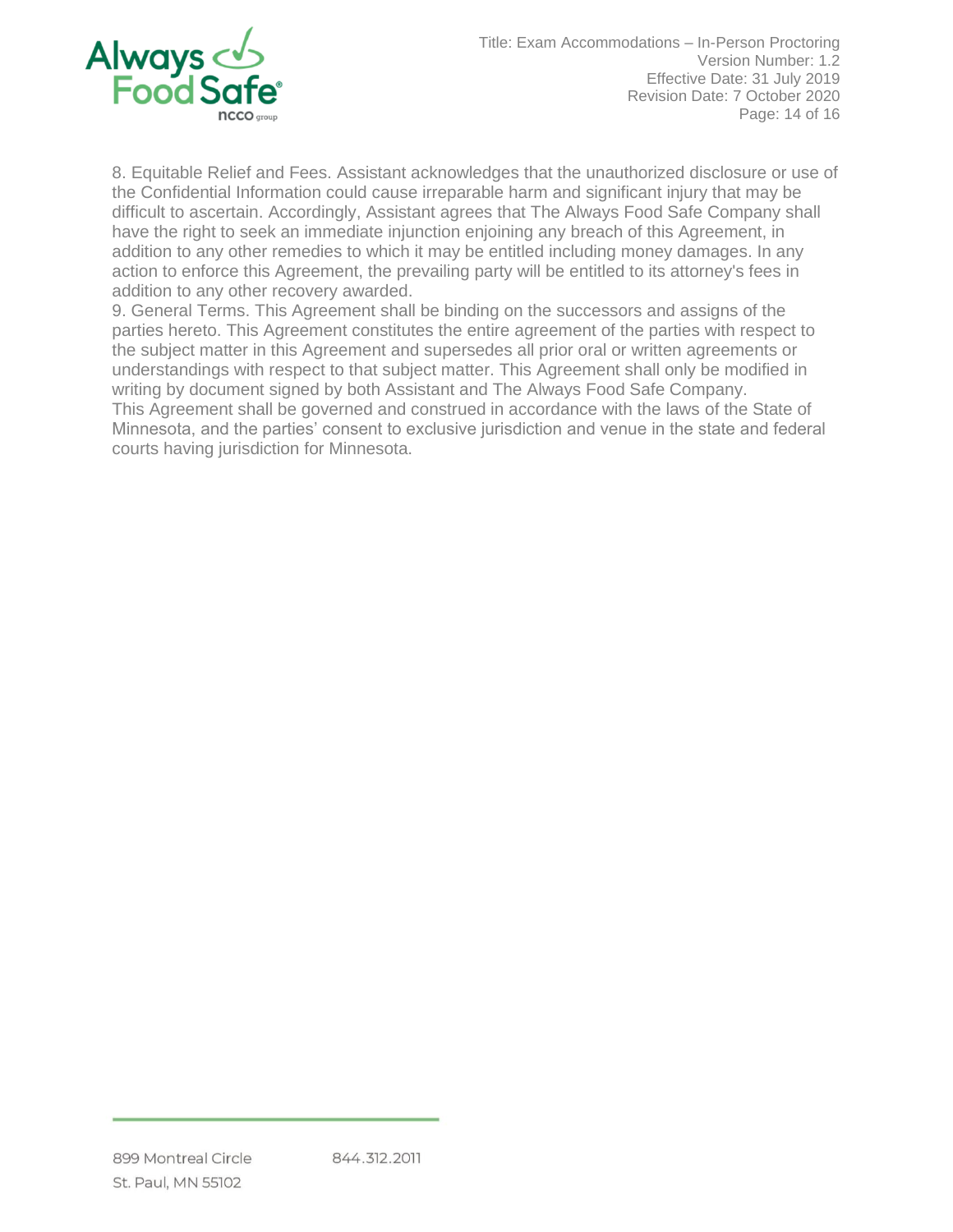8. Equitable Relief and Fees. Assistant acknowledges that the unauthorized disclosure or use of the Confidential Information could cause irreparable harm and significant injury that may be difficult to ascertain. Accordingly, Assistant agrees that The Always Food Safe Company shall have the right to seek an immediate injunction enjoining any breach of this Agreement, in addition to any other remedies to which it may be entitled including money damages. In any action to enforce this Agreement, the prevailing party will be entitled to its attorney's fees in addition to any other recovery awarded.

9. General Terms. This Agreement shall be binding on the successors and assigns of the parties hereto. This Agreement constitutes the entire agreement of the parties with respect to the subject matter in this Agreement and supersedes all prior oral or written agreements or understandings with respect to that subject matter. This Agreement shall only be modified in writing by document signed by both Assistant and The Always Food Safe Company.

This Agreement shall be governed and construed in accordance with the laws of the State of Minnesota, and the parties' consent to exclusive jurisdiction and venue in the state and federal courts having jurisdiction for Minnesota.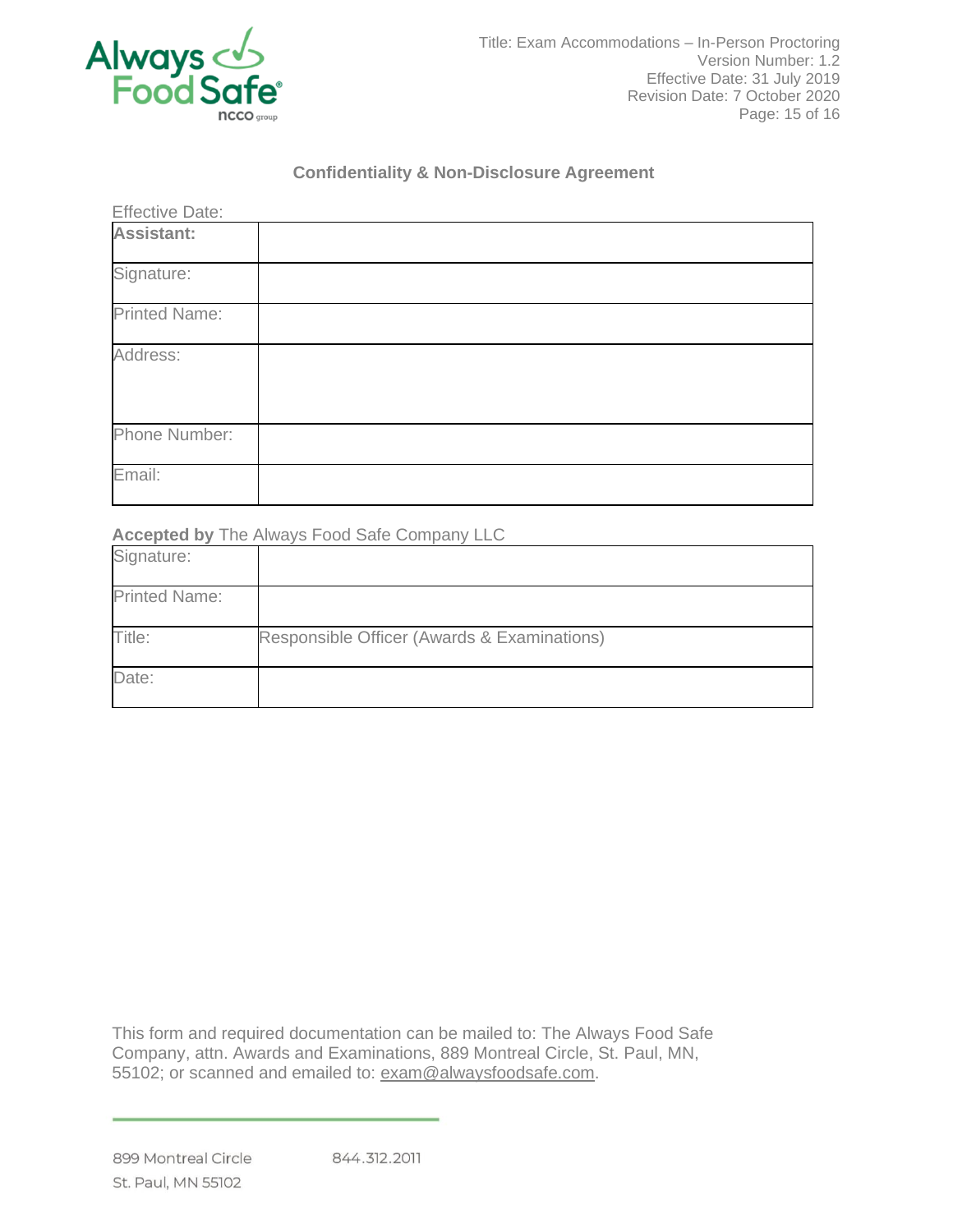## Confidentiality & Non-Disclosure Agreement

Effective Date:

| **Assistant:** | |
|---|---|
| Signature: | |
| Printed Name: | |
| Address: | |
| Phone Number: | |
| Email: | |

**Accepted by** The Always Food Safe Company LLC

| Signature: | |
|---|---|
| Printed Name: | |
| Title: | Responsible Officer (Awards & Examinations) |
| Date: | |

This form and required documentation can be mailed to: The Always Food Safe Company, attn. Awards and Examinations, 889 Montreal Circle, St. Paul, MN, 55102; or scanned and emailed to: exam@alwaysfoodsafe.com.

899 Montreal Circle
St. Paul, MN 55102

844.312.2011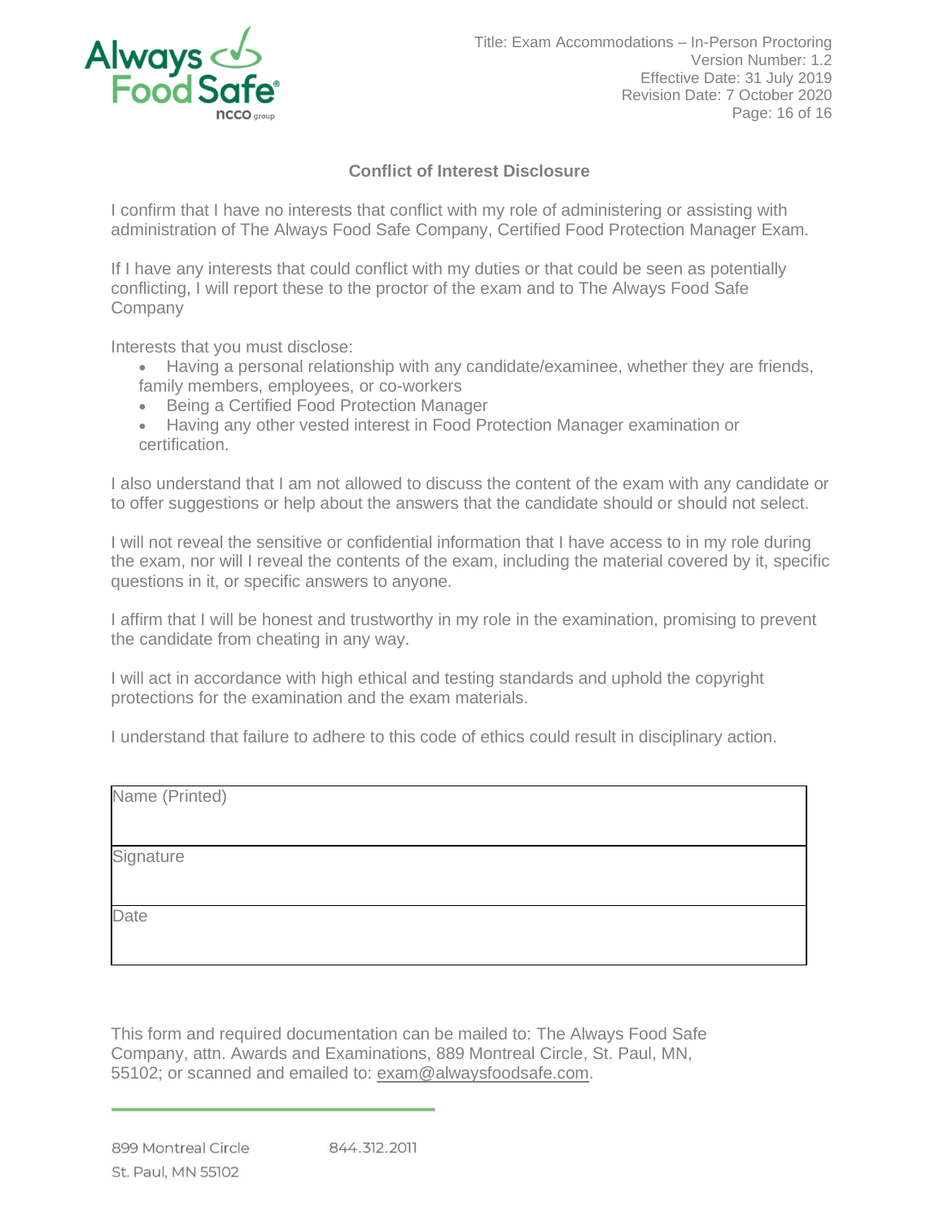## Conflict of Interest Disclosure

I confirm that I have no interests that conflict with my role of administering or assisting with administration of The Always Food Safe Company, Certified Food Protection Manager Exam.

If I have any interests that could conflict with my duties or that could be seen as potentially conflicting, I will report these to the proctor of the exam and to The Always Food Safe Company

Interests that you must disclose:

- Having a personal relationship with any candidate/examinee, whether they are friends, family members, employees, or co-workers
- Being a Certified Food Protection Manager
- Having any other vested interest in Food Protection Manager examination or certification.

I also understand that I am not allowed to discuss the content of the exam with any candidate or to offer suggestions or help about the answers that the candidate should or should not select.

I will not reveal the sensitive or confidential information that I have access to in my role during the exam, nor will I reveal the contents of the exam, including the material covered by it, specific questions in it, or specific answers to anyone.

I affirm that I will be honest and trustworthy in my role in the examination, promising to prevent the candidate from cheating in any way.

I will act in accordance with high ethical and testing standards and uphold the copyright protections for the examination and the exam materials.

I understand that failure to adhere to this code of ethics could result in disciplinary action.

| |
|---|
| Name (Printed) |
| Signature |
| Date |

This form and required documentation can be mailed to: The Always Food Safe Company, attn. Awards and Examinations, 889 Montreal Circle, St. Paul, MN, 55102; or scanned and emailed to: exam@alwaysfoodsafe.com.

899 Montreal Circle
St. Paul, MN 55102

844.312.2011